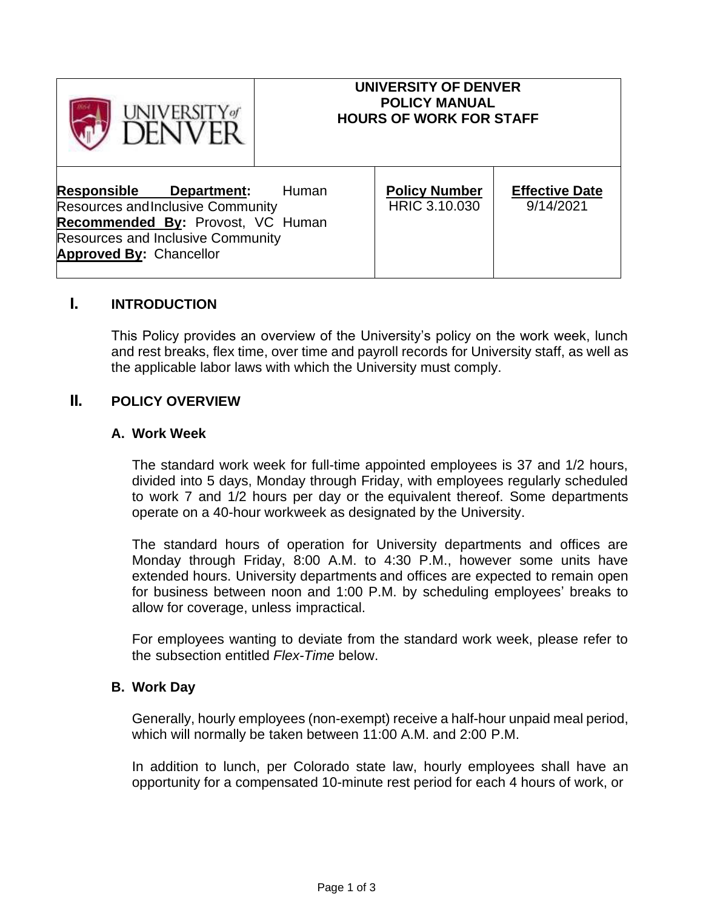| UNIVERSITY of DENVER | UNIVERSITY OF DENVER<br>POLICY MANUAL<br>HOURS OF WORK FOR STAFF | |
|---|---|---|
| **Responsible Department:** Human Resources and Inclusive Community<br>**Recommended By:** Provost, VC Human Resources and Inclusive Community<br>**Approved By:** Chancellor | **Policy Number**<br>HRIC 3.10.030 | **Effective Date**<br>9/14/2021 |

# I. INTRODUCTION

This Policy provides an overview of the University's policy on the work week, lunch and rest breaks, flex time, over time and payroll records for University staff, as well as the applicable labor laws with which the University must comply.

# II. POLICY OVERVIEW

## A. Work Week

The standard work week for full-time appointed employees is 37 and 1/2 hours, divided into 5 days, Monday through Friday, with employees regularly scheduled to work 7 and 1/2 hours per day or the equivalent thereof. Some departments operate on a 40-hour workweek as designated by the University.

The standard hours of operation for University departments and offices are Monday through Friday, 8:00 A.M. to 4:30 P.M., however some units have extended hours. University departments and offices are expected to remain open for business between noon and 1:00 P.M. by scheduling employees' breaks to allow for coverage, unless impractical.

For employees wanting to deviate from the standard work week, please refer to the subsection entitled *Flex-Time* below.

## B. Work Day

Generally, hourly employees (non-exempt) receive a half-hour unpaid meal period, which will normally be taken between 11:00 A.M. and 2:00 P.M.

In addition to lunch, per Colorado state law, hourly employees shall have an opportunity for a compensated 10-minute rest period for each 4 hours of work, or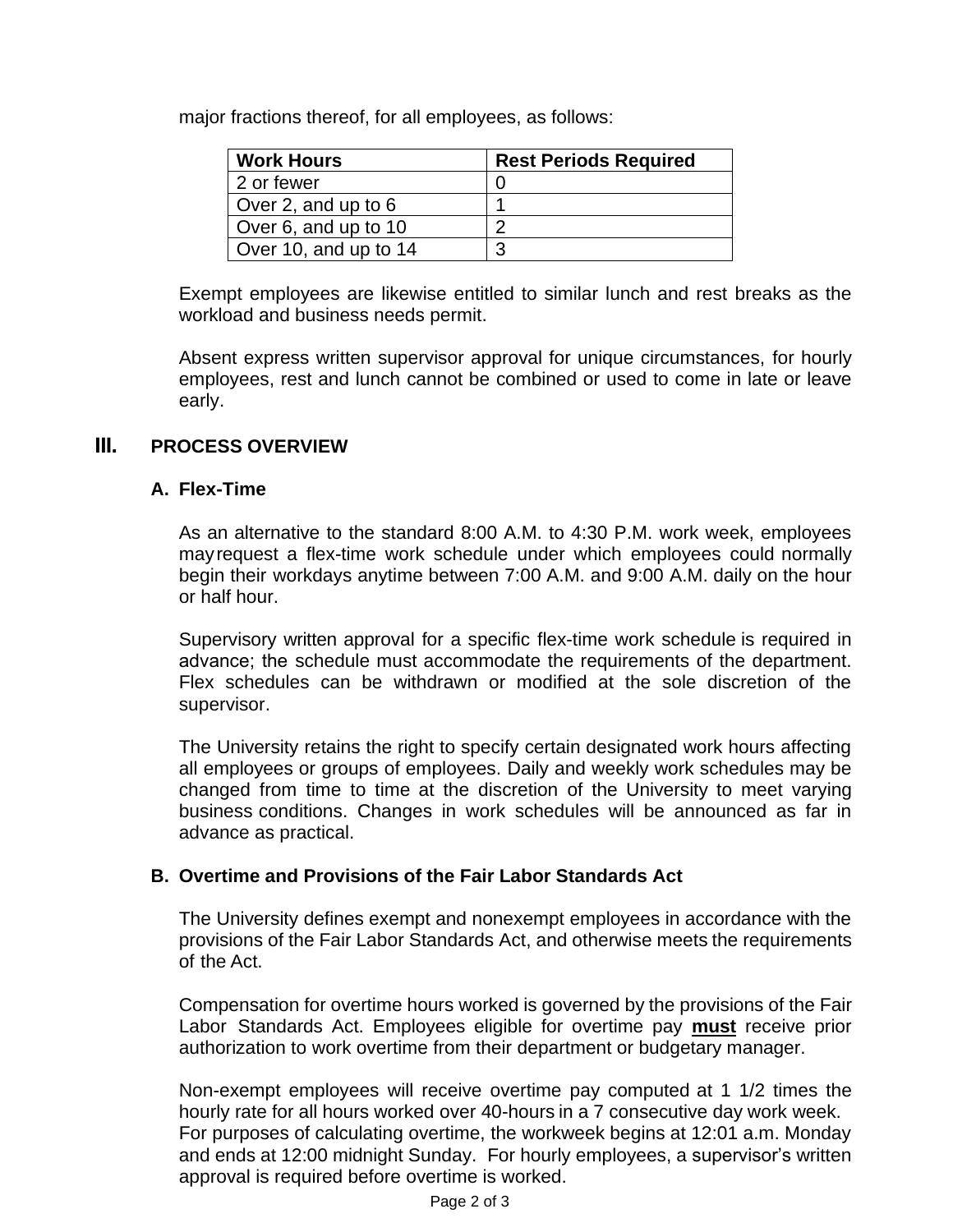major fractions thereof, for all employees, as follows:

| Work Hours | Rest Periods Required |
|---|---|
| 2 or fewer | 0 |
| Over 2, and up to 6 | 1 |
| Over 6, and up to 10 | 2 |
| Over 10, and up to 14 | 3 |

Exempt employees are likewise entitled to similar lunch and rest breaks as the workload and business needs permit.

Absent express written supervisor approval for unique circumstances, for hourly employees, rest and lunch cannot be combined or used to come in late or leave early.

## III. PROCESS OVERVIEW

### A. Flex-Time

As an alternative to the standard 8:00 A.M. to 4:30 P.M. work week, employees may request a flex-time work schedule under which employees could normally begin their workdays anytime between 7:00 A.M. and 9:00 A.M. daily on the hour or half hour.

Supervisory written approval for a specific flex-time work schedule is required in advance; the schedule must accommodate the requirements of the department. Flex schedules can be withdrawn or modified at the sole discretion of the supervisor.

The University retains the right to specify certain designated work hours affecting all employees or groups of employees. Daily and weekly work schedules may be changed from time to time at the discretion of the University to meet varying business conditions. Changes in work schedules will be announced as far in advance as practical.

### B. Overtime and Provisions of the Fair Labor Standards Act

The University defines exempt and nonexempt employees in accordance with the provisions of the Fair Labor Standards Act, and otherwise meets the requirements of the Act.

Compensation for overtime hours worked is governed by the provisions of the Fair Labor Standards Act. Employees eligible for overtime pay **must** receive prior authorization to work overtime from their department or budgetary manager.

Non-exempt employees will receive overtime pay computed at 1 1/2 times the hourly rate for all hours worked over 40-hours in a 7 consecutive day work week. For purposes of calculating overtime, the workweek begins at 12:01 a.m. Monday and ends at 12:00 midnight Sunday. For hourly employees, a supervisor's written approval is required before overtime is worked.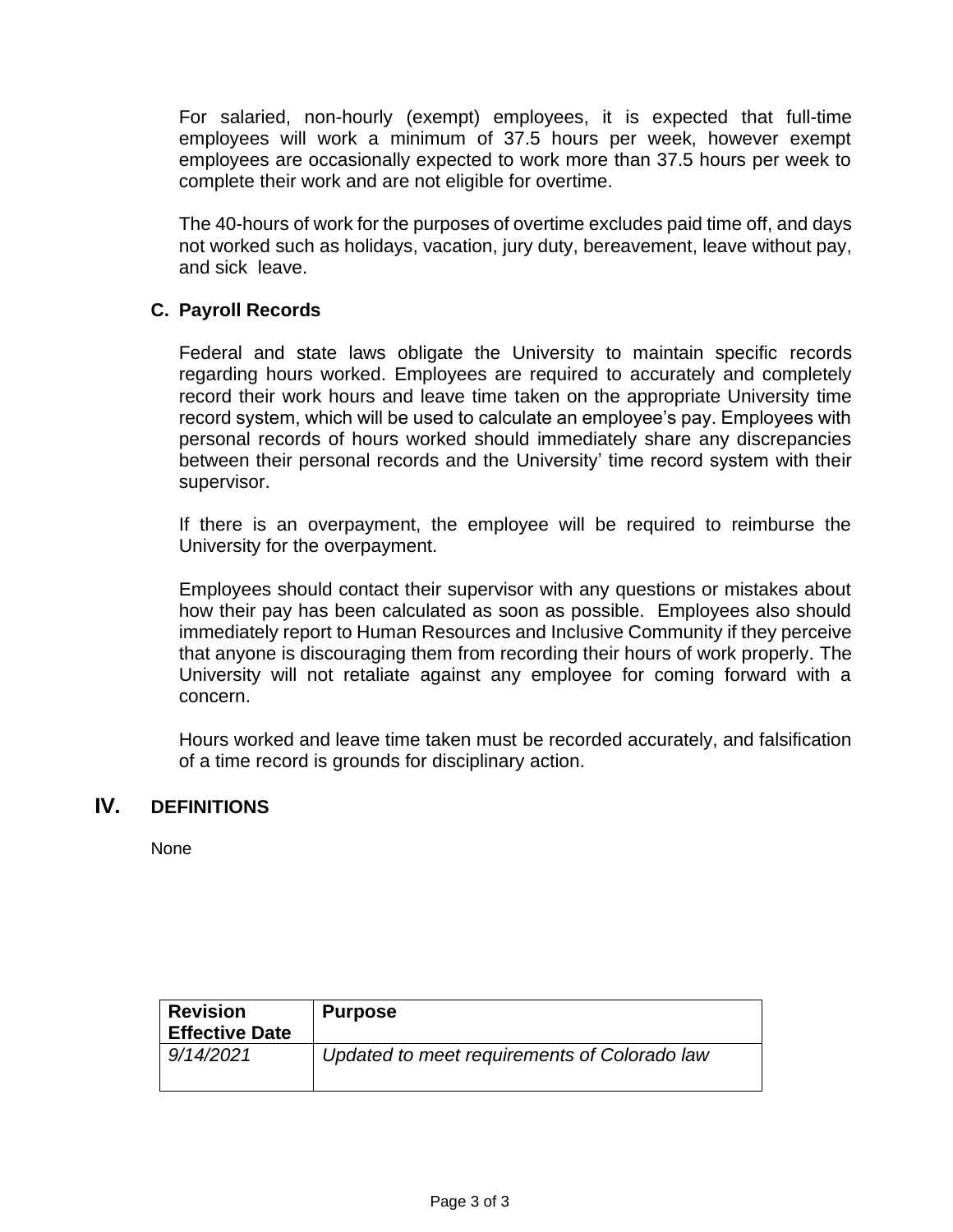For salaried, non-hourly (exempt) employees, it is expected that full-time employees will work a minimum of 37.5 hours per week, however exempt employees are occasionally expected to work more than 37.5 hours per week to complete their work and are not eligible for overtime.

The 40-hours of work for the purposes of overtime excludes paid time off, and days not worked such as holidays, vacation, jury duty, bereavement, leave without pay, and sick leave.

### C. Payroll Records

Federal and state laws obligate the University to maintain specific records regarding hours worked. Employees are required to accurately and completely record their work hours and leave time taken on the appropriate University time record system, which will be used to calculate an employee's pay. Employees with personal records of hours worked should immediately share any discrepancies between their personal records and the University' time record system with their supervisor.

If there is an overpayment, the employee will be required to reimburse the University for the overpayment.

Employees should contact their supervisor with any questions or mistakes about how their pay has been calculated as soon as possible. Employees also should immediately report to Human Resources and Inclusive Community if they perceive that anyone is discouraging them from recording their hours of work properly. The University will not retaliate against any employee for coming forward with a concern.

Hours worked and leave time taken must be recorded accurately, and falsification of a time record is grounds for disciplinary action.

## IV. DEFINITIONS

None

| **Revision Effective Date** | **Purpose** |
|---|---|
| *9/14/2021* | *Updated to meet requirements of Colorado law* |